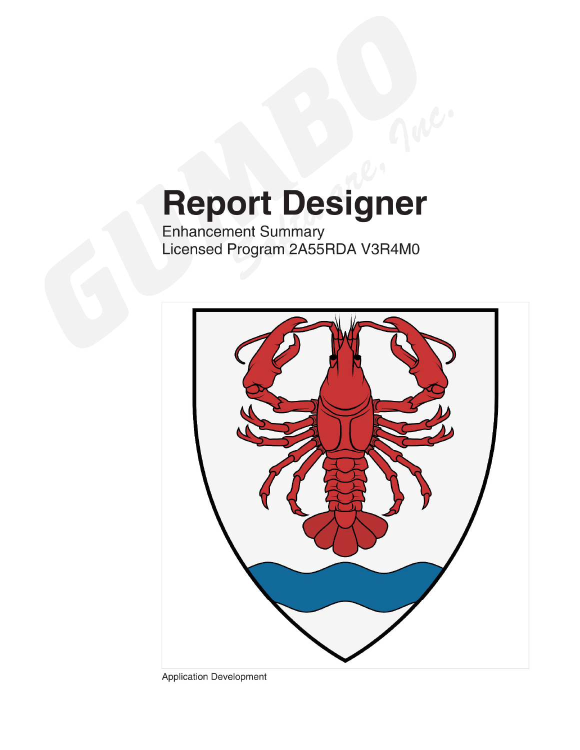# Report Designer

Enhancement Summary
Licensed Program 2A55RDA V3R4M0

Application Development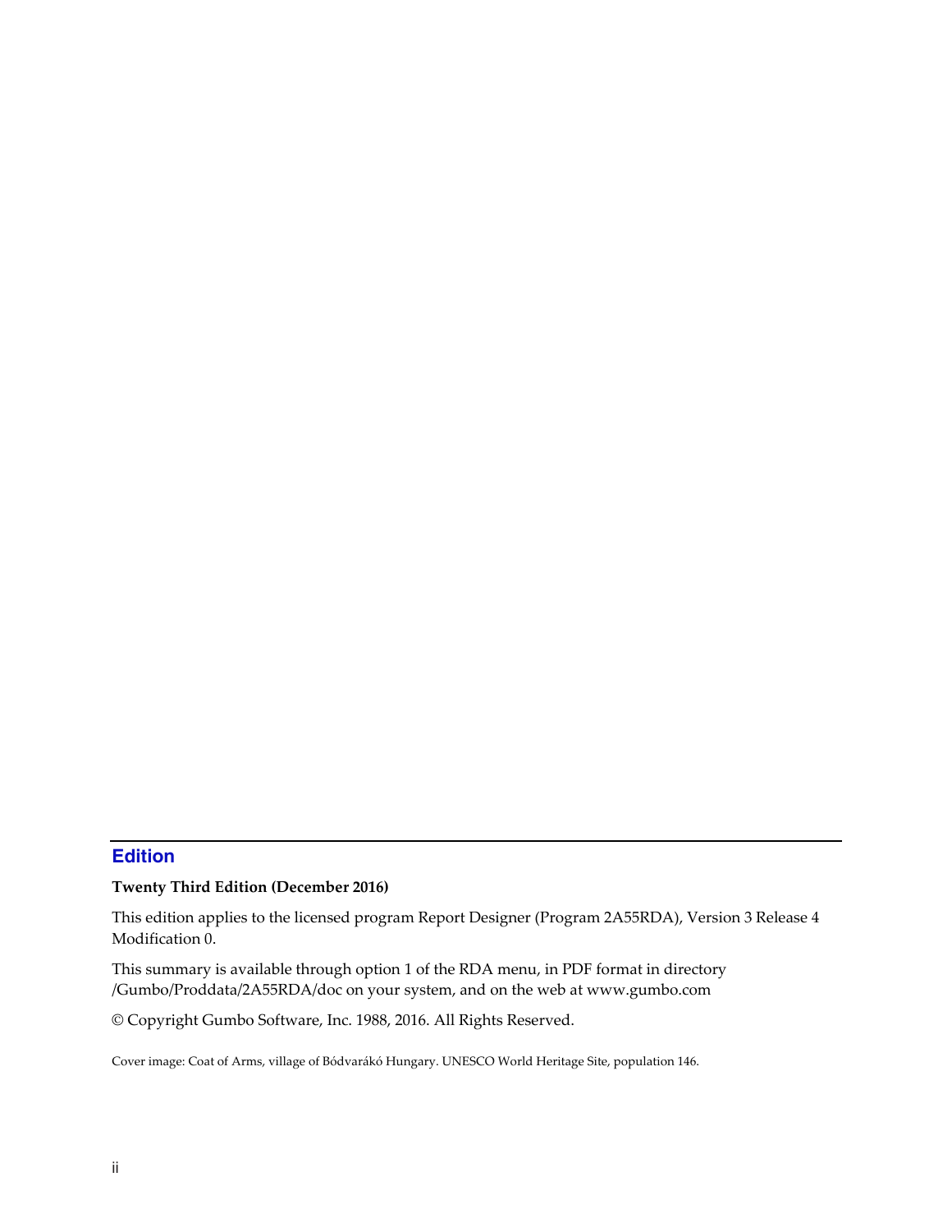## Edition

**Twenty Third Edition (December 2016)**

This edition applies to the licensed program Report Designer (Program 2A55RDA), Version 3 Release 4 Modification 0.

This summary is available through option 1 of the RDA menu, in PDF format in directory /Gumbo/Proddata/2A55RDA/doc on your system, and on the web at www.gumbo.com

© Copyright Gumbo Software, Inc. 1988, 2016. All Rights Reserved.

Cover image: Coat of Arms, village of Bódvarákó Hungary. UNESCO World Heritage Site, population 146.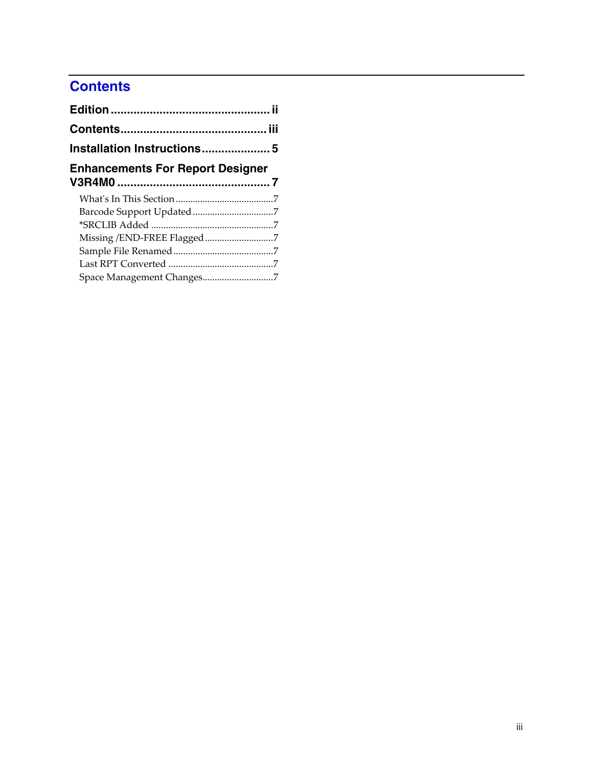# Contents

**Edition .................................................. ii**

**Contents.............................................. iii**

**Installation Instructions..................... 5**

**Enhancements For Report Designer V3R4M0 ................................................ 7**

- What's In This Section........................................7
- Barcode Support Updated ................................7
- *SRCLIB Added ..................................................7
- Missing /END-FREE Flagged............................7
- Sample File Renamed.........................................7
- Last RPT Converted ...........................................7
- Space Management Changes.............................7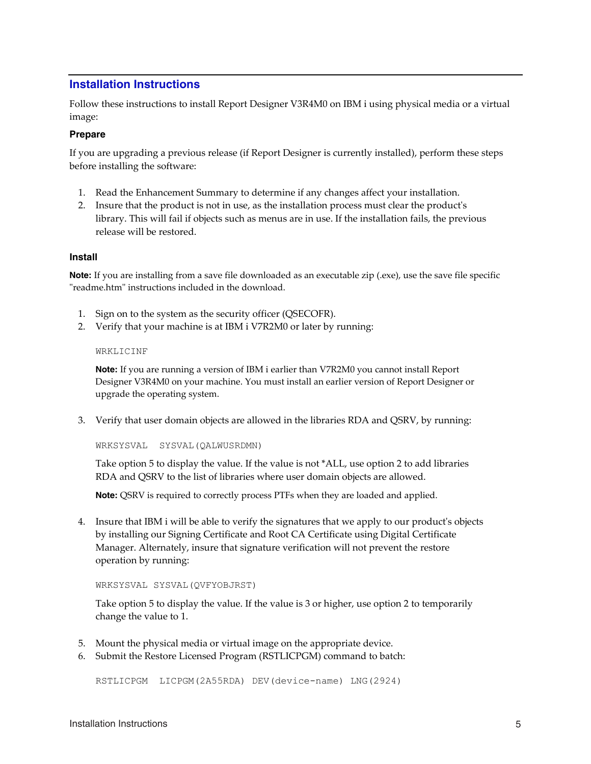## Installation Instructions

Follow these instructions to install Report Designer V3R4M0 on IBM i using physical media or a virtual image:

### Prepare

If you are upgrading a previous release (if Report Designer is currently installed), perform these steps before installing the software:

1. Read the Enhancement Summary to determine if any changes affect your installation.
2. Insure that the product is not in use, as the installation process must clear the product's library. This will fail if objects such as menus are in use. If the installation fails, the previous release will be restored.

### Install

**Note:** If you are installing from a save file downloaded as an executable zip (.exe), use the save file specific "readme.htm" instructions included in the download.

1. Sign on to the system as the security officer (QSECOFR).
2. Verify that your machine is at IBM i V7R2M0 or later by running:

   ```
   WRKLICINF
   ```

   **Note:** If you are running a version of IBM i earlier than V7R2M0 you cannot install Report Designer V3R4M0 on your machine. You must install an earlier version of Report Designer or upgrade the operating system.

3. Verify that user domain objects are allowed in the libraries RDA and QSRV, by running:

   ```
   WRKSYSVAL  SYSVAL(QALWUSRDMN)
   ```

   Take option 5 to display the value. If the value is not *ALL, use option 2 to add libraries RDA and QSRV to the list of libraries where user domain objects are allowed.

   **Note:** QSRV is required to correctly process PTFs when they are loaded and applied.

4. Insure that IBM i will be able to verify the signatures that we apply to our product's objects by installing our Signing Certificate and Root CA Certificate using Digital Certificate Manager. Alternately, insure that signature verification will not prevent the restore operation by running:

   ```
   WRKSYSVAL SYSVAL(QVFYOBJRST)
   ```

   Take option 5 to display the value. If the value is 3 or higher, use option 2 to temporarily change the value to 1.

5. Mount the physical media or virtual image on the appropriate device.
6. Submit the Restore Licensed Program (RSTLICPGM) command to batch:

   ```
   RSTLICPGM  LICPGM(2A55RDA) DEV(device-name) LNG(2924)
   ```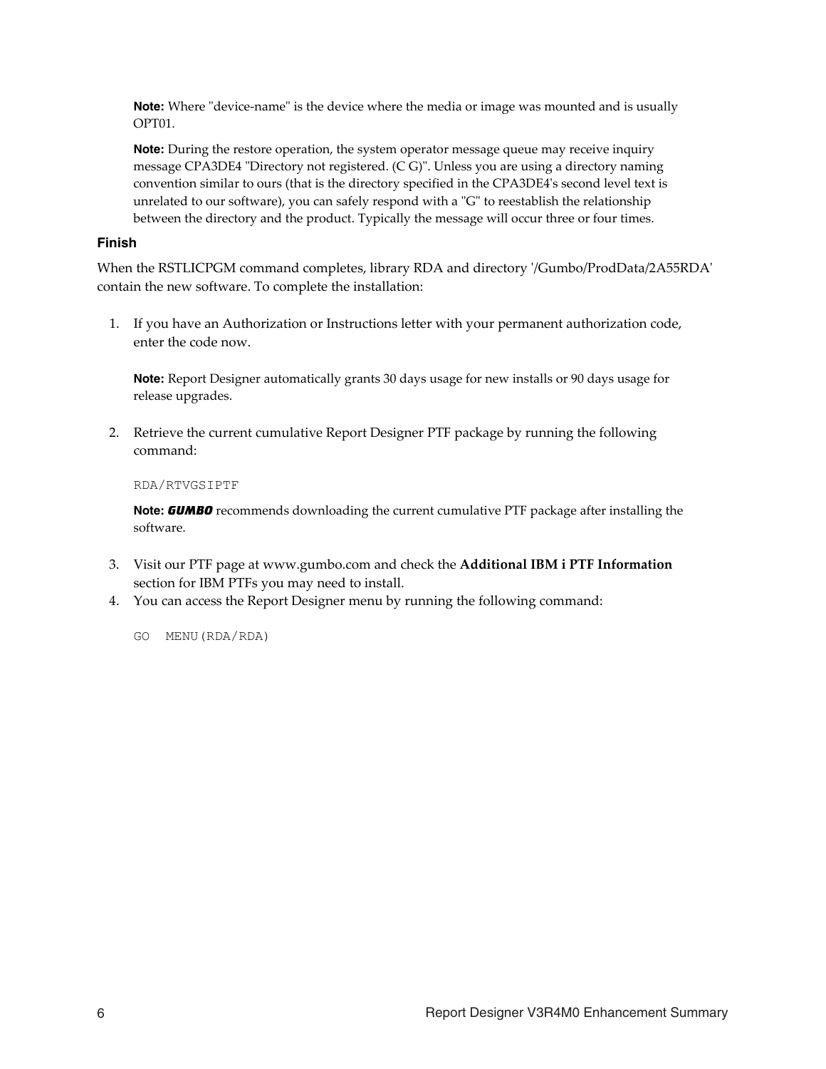**Note:** Where "device-name" is the device where the media or image was mounted and is usually OPT01.

**Note:** During the restore operation, the system operator message queue may receive inquiry message CPA3DE4 "Directory not registered. (C G)". Unless you are using a directory naming convention similar to ours (that is the directory specified in the CPA3DE4's second level text is unrelated to our software), you can safely respond with a "G" to reestablish the relationship between the directory and the product. Typically the message will occur three or four times.

### Finish

When the RSTLICPGM command completes, library RDA and directory '/Gumbo/ProdData/2A55RDA' contain the new software. To complete the installation:

1. If you have an Authorization or Instructions letter with your permanent authorization code, enter the code now.

   **Note:** Report Designer automatically grants 30 days usage for new installs or 90 days usage for release upgrades.

2. Retrieve the current cumulative Report Designer PTF package by running the following command:

   ```
   RDA/RTVGSIPTF
   ```

   **Note:** ***GUMBO*** recommends downloading the current cumulative PTF package after installing the software.

3. Visit our PTF page at www.gumbo.com and check the **Additional IBM i PTF Information** section for IBM PTFs you may need to install.
4. You can access the Report Designer menu by running the following command:

   ```
   GO  MENU(RDA/RDA)
   ```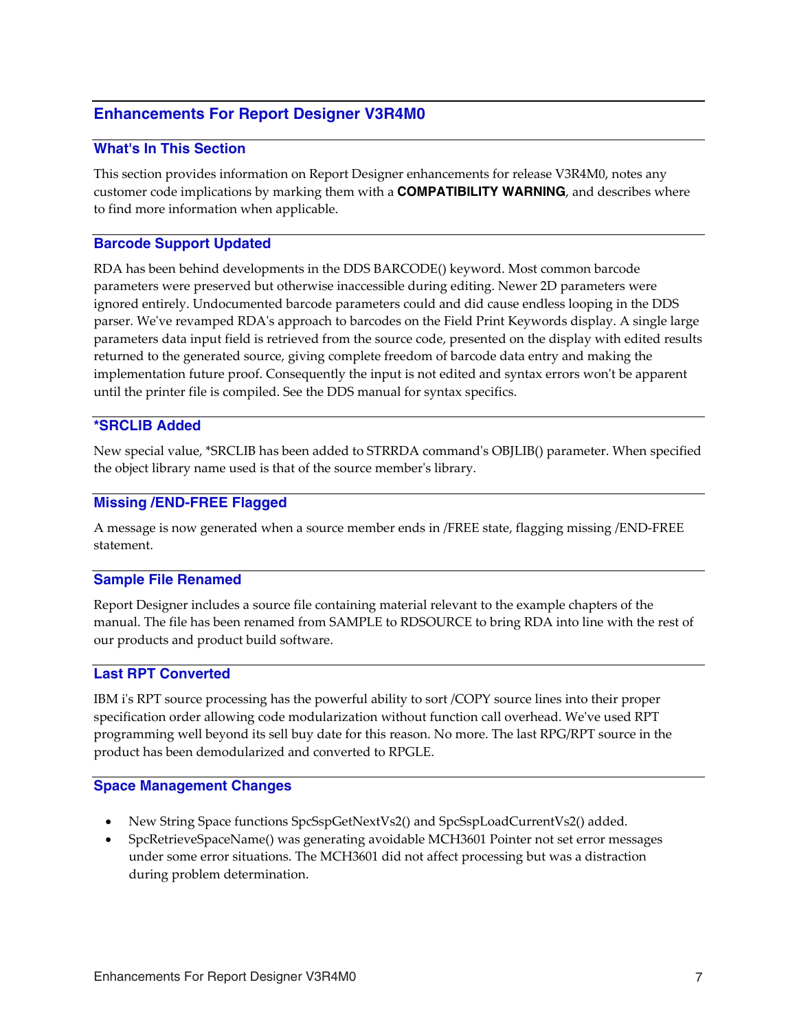# Enhancements For Report Designer V3R4M0

## What's In This Section

This section provides information on Report Designer enhancements for release V3R4M0, notes any customer code implications by marking them with a **COMPATIBILITY WARNING**, and describes where to find more information when applicable.

## Barcode Support Updated

RDA has been behind developments in the DDS BARCODE() keyword. Most common barcode parameters were preserved but otherwise inaccessible during editing. Newer 2D parameters were ignored entirely. Undocumented barcode parameters could and did cause endless looping in the DDS parser. We've revamped RDA's approach to barcodes on the Field Print Keywords display. A single large parameters data input field is retrieved from the source code, presented on the display with edited results returned to the generated source, giving complete freedom of barcode data entry and making the implementation future proof. Consequently the input is not edited and syntax errors won't be apparent until the printer file is compiled. See the DDS manual for syntax specifics.

## *SRCLIB Added

New special value, *SRCLIB has been added to STRRDA command's OBJLIB() parameter. When specified the object library name used is that of the source member's library.

## Missing /END-FREE Flagged

A message is now generated when a source member ends in /FREE state, flagging missing /END-FREE statement.

## Sample File Renamed

Report Designer includes a source file containing material relevant to the example chapters of the manual. The file has been renamed from SAMPLE to RDSOURCE to bring RDA into line with the rest of our products and product build software.

## Last RPT Converted

IBM i's RPT source processing has the powerful ability to sort /COPY source lines into their proper specification order allowing code modularization without function call overhead. We've used RPT programming well beyond its sell buy date for this reason. No more. The last RPG/RPT source in the product has been demodularized and converted to RPGLE.

## Space Management Changes

- New String Space functions SpcSspGetNextVs2() and SpcSspLoadCurrentVs2() added.
- SpcRetrieveSpaceName() was generating avoidable MCH3601 Pointer not set error messages under some error situations. The MCH3601 did not affect processing but was a distraction during problem determination.